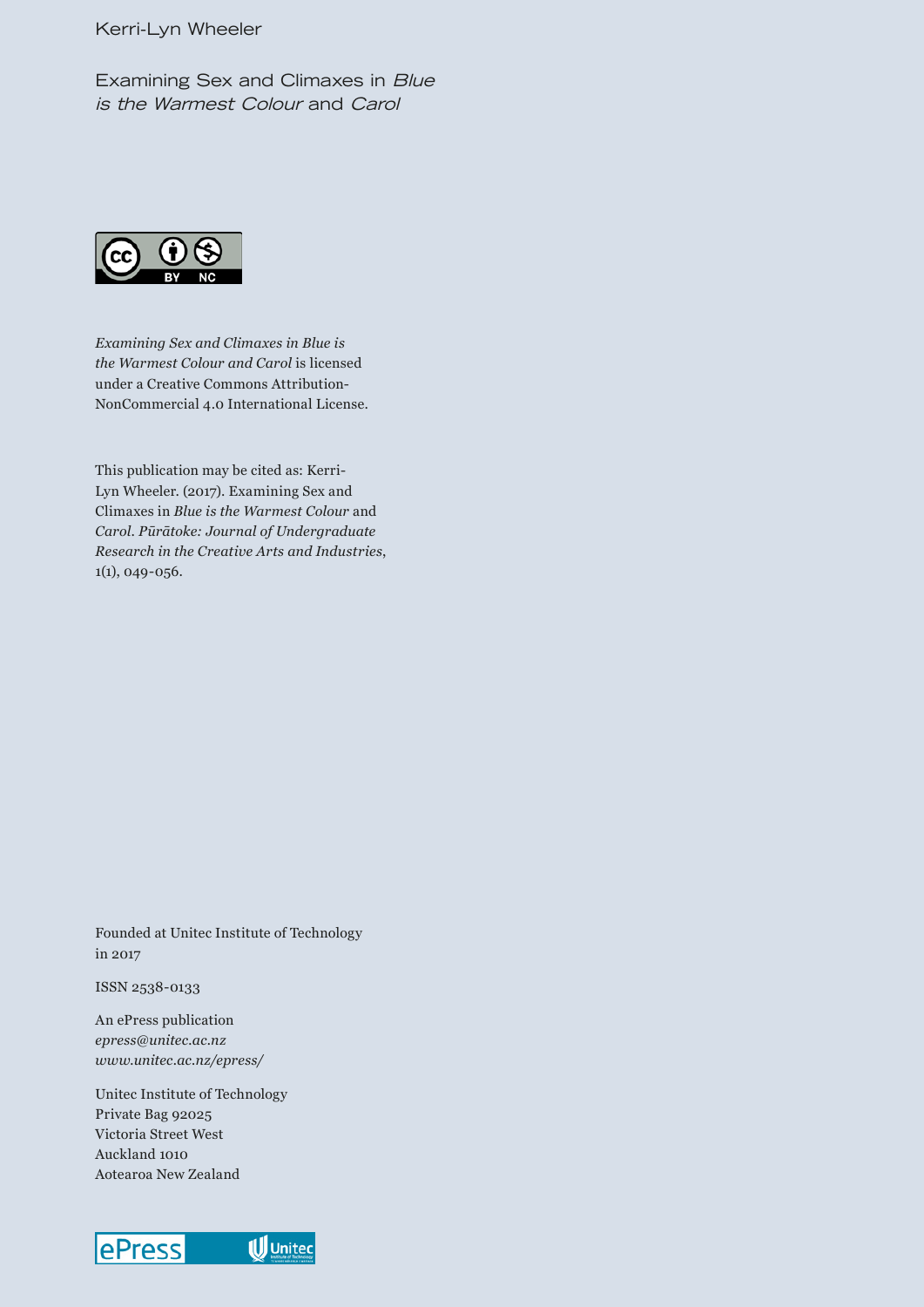Kerri-Lyn Wheeler

# Examining Sex and Climaxes in *Blue is the Warmest Colour* and *Carol*

*Examining Sex and Climaxes in Blue is the Warmest Colour and Carol* is licensed under a Creative Commons Attribution-NonCommercial 4.0 International License.

This publication may be cited as: Kerri-Lyn Wheeler. (2017). Examining Sex and Climaxes in *Blue is the Warmest Colour* and *Carol*. *Pūrātoke: Journal of Undergraduate Research in the Creative Arts and Industries*, 1(1), 049-056.

Founded at Unitec Institute of Technology in 2017

ISSN 2538-0133

An ePress publication
*epress@unitec.ac.nz*
*www.unitec.ac.nz/epress/*

Unitec Institute of Technology
Private Bag 92025
Victoria Street West
Auckland 1010
Aotearoa New Zealand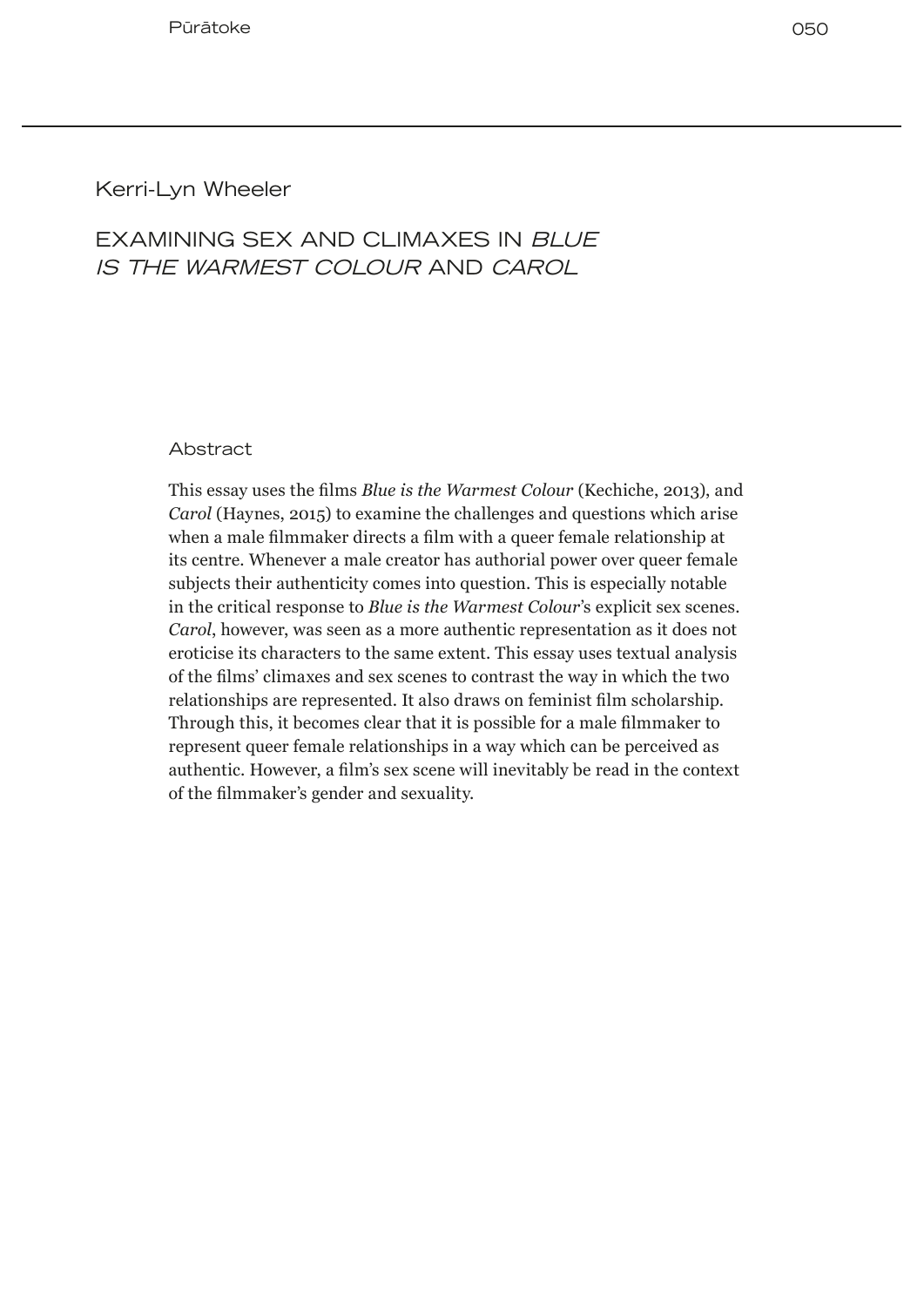Kerri-Lyn Wheeler

# EXAMINING SEX AND CLIMAXES IN *BLUE IS THE WARMEST COLOUR* AND *CAROL*

## Abstract

This essay uses the films *Blue is the Warmest Colour* (Kechiche, 2013), and *Carol* (Haynes, 2015) to examine the challenges and questions which arise when a male filmmaker directs a film with a queer female relationship at its centre. Whenever a male creator has authorial power over queer female subjects their authenticity comes into question. This is especially notable in the critical response to *Blue is the Warmest Colour*'s explicit sex scenes. *Carol*, however, was seen as a more authentic representation as it does not eroticise its characters to the same extent. This essay uses textual analysis of the films' climaxes and sex scenes to contrast the way in which the two relationships are represented. It also draws on feminist film scholarship. Through this, it becomes clear that it is possible for a male filmmaker to represent queer female relationships in a way which can be perceived as authentic. However, a film's sex scene will inevitably be read in the context of the filmmaker's gender and sexuality.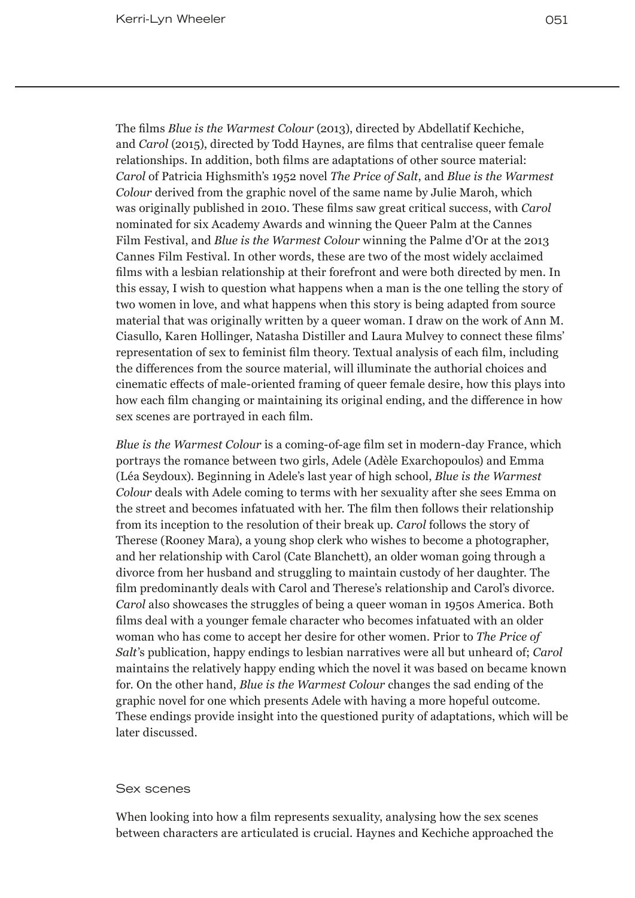The films *Blue is the Warmest Colour* (2013), directed by Abdellatif Kechiche, and *Carol* (2015), directed by Todd Haynes, are films that centralise queer female relationships. In addition, both films are adaptations of other source material: *Carol* of Patricia Highsmith's 1952 novel *The Price of Salt*, and *Blue is the Warmest Colour* derived from the graphic novel of the same name by Julie Maroh, which was originally published in 2010. These films saw great critical success, with *Carol* nominated for six Academy Awards and winning the Queer Palm at the Cannes Film Festival, and *Blue is the Warmest Colour* winning the Palme d'Or at the 2013 Cannes Film Festival. In other words, these are two of the most widely acclaimed films with a lesbian relationship at their forefront and were both directed by men. In this essay, I wish to question what happens when a man is the one telling the story of two women in love, and what happens when this story is being adapted from source material that was originally written by a queer woman. I draw on the work of Ann M. Ciasullo, Karen Hollinger, Natasha Distiller and Laura Mulvey to connect these films' representation of sex to feminist film theory. Textual analysis of each film, including the differences from the source material, will illuminate the authorial choices and cinematic effects of male-oriented framing of queer female desire, how this plays into how each film changing or maintaining its original ending, and the difference in how sex scenes are portrayed in each film.

*Blue is the Warmest Colour* is a coming-of-age film set in modern-day France, which portrays the romance between two girls, Adele (Adèle Exarchopoulos) and Emma (Léa Seydoux). Beginning in Adele's last year of high school, *Blue is the Warmest Colour* deals with Adele coming to terms with her sexuality after she sees Emma on the street and becomes infatuated with her. The film then follows their relationship from its inception to the resolution of their break up. *Carol* follows the story of Therese (Rooney Mara), a young shop clerk who wishes to become a photographer, and her relationship with Carol (Cate Blanchett), an older woman going through a divorce from her husband and struggling to maintain custody of her daughter. The film predominantly deals with Carol and Therese's relationship and Carol's divorce. *Carol* also showcases the struggles of being a queer woman in 1950s America. Both films deal with a younger female character who becomes infatuated with an older woman who has come to accept her desire for other women. Prior to *The Price of Salt*'s publication, happy endings to lesbian narratives were all but unheard of; *Carol* maintains the relatively happy ending which the novel it was based on became known for. On the other hand, *Blue is the Warmest Colour* changes the sad ending of the graphic novel for one which presents Adele with having a more hopeful outcome. These endings provide insight into the questioned purity of adaptations, which will be later discussed.

## Sex scenes

When looking into how a film represents sexuality, analysing how the sex scenes between characters are articulated is crucial. Haynes and Kechiche approached the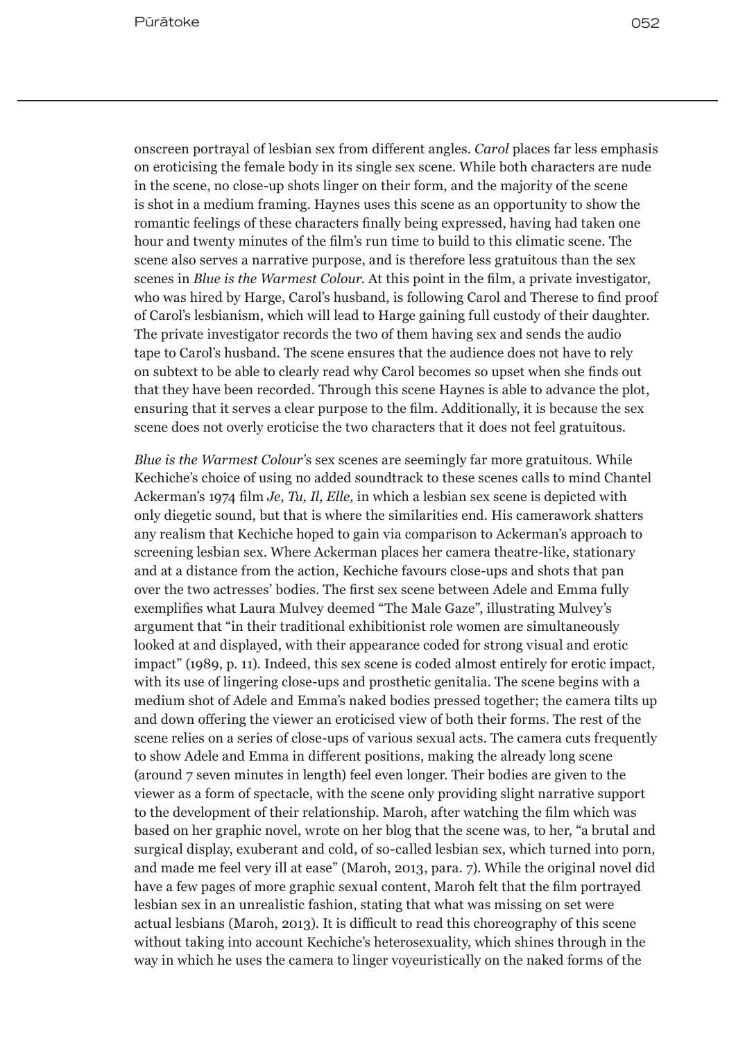onscreen portrayal of lesbian sex from different angles. *Carol* places far less emphasis on eroticising the female body in its single sex scene. While both characters are nude in the scene, no close-up shots linger on their form, and the majority of the scene is shot in a medium framing. Haynes uses this scene as an opportunity to show the romantic feelings of these characters finally being expressed, having had taken one hour and twenty minutes of the film's run time to build to this climatic scene. The scene also serves a narrative purpose, and is therefore less gratuitous than the sex scenes in *Blue is the Warmest Colour*. At this point in the film, a private investigator, who was hired by Harge, Carol's husband, is following Carol and Therese to find proof of Carol's lesbianism, which will lead to Harge gaining full custody of their daughter. The private investigator records the two of them having sex and sends the audio tape to Carol's husband. The scene ensures that the audience does not have to rely on subtext to be able to clearly read why Carol becomes so upset when she finds out that they have been recorded. Through this scene Haynes is able to advance the plot, ensuring that it serves a clear purpose to the film. Additionally, it is because the sex scene does not overly eroticise the two characters that it does not feel gratuitous.

*Blue is the Warmest Colour*'s sex scenes are seemingly far more gratuitous. While Kechiche's choice of using no added soundtrack to these scenes calls to mind Chantel Ackerman's 1974 film *Je, Tu, Il, Elle,* in which a lesbian sex scene is depicted with only diegetic sound, but that is where the similarities end. His camerawork shatters any realism that Kechiche hoped to gain via comparison to Ackerman's approach to screening lesbian sex. Where Ackerman places her camera theatre-like, stationary and at a distance from the action, Kechiche favours close-ups and shots that pan over the two actresses' bodies. The first sex scene between Adele and Emma fully exemplifies what Laura Mulvey deemed "The Male Gaze", illustrating Mulvey's argument that "in their traditional exhibitionist role women are simultaneously looked at and displayed, with their appearance coded for strong visual and erotic impact" (1989, p. 11). Indeed, this sex scene is coded almost entirely for erotic impact, with its use of lingering close-ups and prosthetic genitalia. The scene begins with a medium shot of Adele and Emma's naked bodies pressed together; the camera tilts up and down offering the viewer an eroticised view of both their forms. The rest of the scene relies on a series of close-ups of various sexual acts. The camera cuts frequently to show Adele and Emma in different positions, making the already long scene (around 7 seven minutes in length) feel even longer. Their bodies are given to the viewer as a form of spectacle, with the scene only providing slight narrative support to the development of their relationship. Maroh, after watching the film which was based on her graphic novel, wrote on her blog that the scene was, to her, "a brutal and surgical display, exuberant and cold, of so-called lesbian sex, which turned into porn, and made me feel very ill at ease" (Maroh, 2013, para. 7). While the original novel did have a few pages of more graphic sexual content, Maroh felt that the film portrayed lesbian sex in an unrealistic fashion, stating that what was missing on set were actual lesbians (Maroh, 2013). It is difficult to read this choreography of this scene without taking into account Kechiche's heterosexuality, which shines through in the way in which he uses the camera to linger voyeuristically on the naked forms of the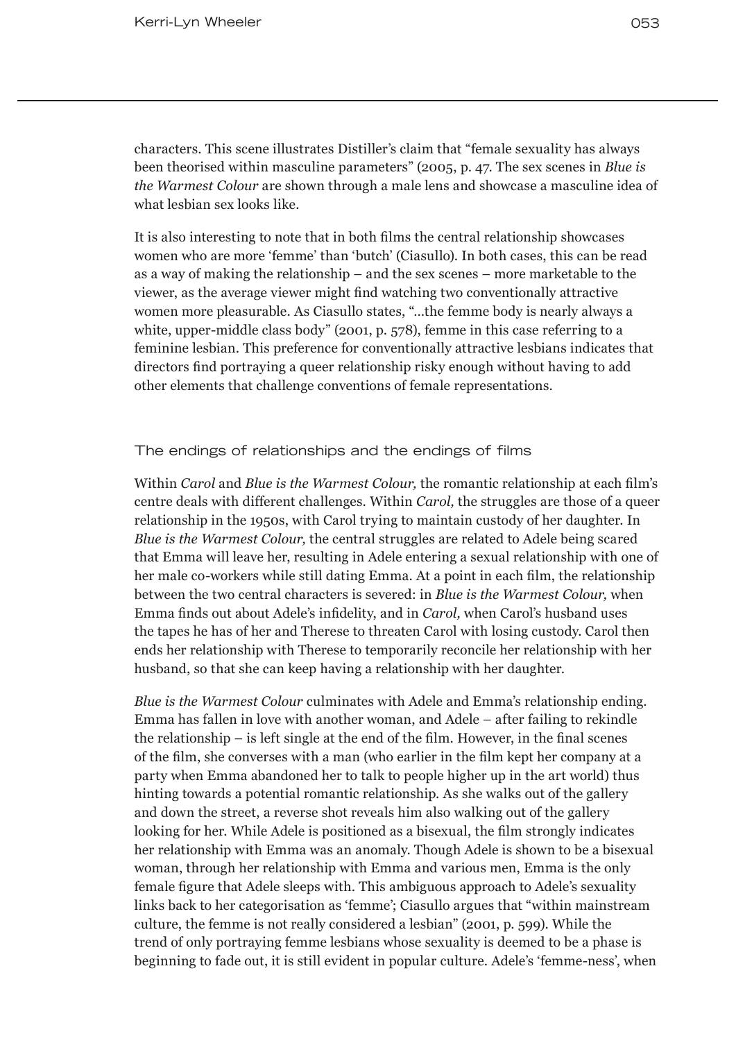characters. This scene illustrates Distiller's claim that "female sexuality has always been theorised within masculine parameters" (2005, p. 47. The sex scenes in *Blue is the Warmest Colour* are shown through a male lens and showcase a masculine idea of what lesbian sex looks like.

It is also interesting to note that in both films the central relationship showcases women who are more 'femme' than 'butch' (Ciasullo). In both cases, this can be read as a way of making the relationship – and the sex scenes – more marketable to the viewer, as the average viewer might find watching two conventionally attractive women more pleasurable. As Ciasullo states, "...the femme body is nearly always a white, upper-middle class body" (2001, p. 578), femme in this case referring to a feminine lesbian. This preference for conventionally attractive lesbians indicates that directors find portraying a queer relationship risky enough without having to add other elements that challenge conventions of female representations.

## The endings of relationships and the endings of films

Within *Carol* and *Blue is the Warmest Colour,* the romantic relationship at each film's centre deals with different challenges. Within *Carol,* the struggles are those of a queer relationship in the 1950s, with Carol trying to maintain custody of her daughter. In *Blue is the Warmest Colour,* the central struggles are related to Adele being scared that Emma will leave her, resulting in Adele entering a sexual relationship with one of her male co-workers while still dating Emma. At a point in each film, the relationship between the two central characters is severed: in *Blue is the Warmest Colour,* when Emma finds out about Adele's infidelity, and in *Carol,* when Carol's husband uses the tapes he has of her and Therese to threaten Carol with losing custody. Carol then ends her relationship with Therese to temporarily reconcile her relationship with her husband, so that she can keep having a relationship with her daughter.

*Blue is the Warmest Colour* culminates with Adele and Emma's relationship ending. Emma has fallen in love with another woman, and Adele – after failing to rekindle the relationship – is left single at the end of the film. However, in the final scenes of the film, she converses with a man (who earlier in the film kept her company at a party when Emma abandoned her to talk to people higher up in the art world) thus hinting towards a potential romantic relationship. As she walks out of the gallery and down the street, a reverse shot reveals him also walking out of the gallery looking for her. While Adele is positioned as a bisexual, the film strongly indicates her relationship with Emma was an anomaly. Though Adele is shown to be a bisexual woman, through her relationship with Emma and various men, Emma is the only female figure that Adele sleeps with. This ambiguous approach to Adele's sexuality links back to her categorisation as 'femme'; Ciasullo argues that "within mainstream culture, the femme is not really considered a lesbian" (2001, p. 599). While the trend of only portraying femme lesbians whose sexuality is deemed to be a phase is beginning to fade out, it is still evident in popular culture. Adele's 'femme-ness', when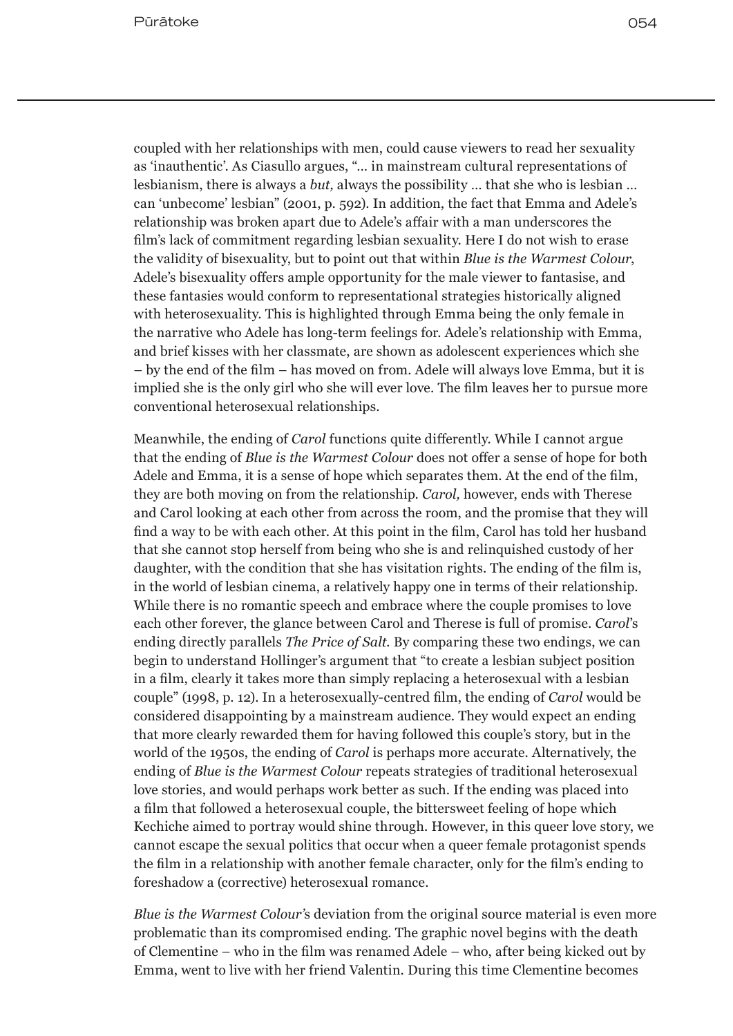coupled with her relationships with men, could cause viewers to read her sexuality as 'inauthentic'. As Ciasullo argues, "… in mainstream cultural representations of lesbianism, there is always a *but,* always the possibility … that she who is lesbian … can 'unbecome' lesbian" (2001, p. 592). In addition, the fact that Emma and Adele's relationship was broken apart due to Adele's affair with a man underscores the film's lack of commitment regarding lesbian sexuality. Here I do not wish to erase the validity of bisexuality, but to point out that within *Blue is the Warmest Colour*, Adele's bisexuality offers ample opportunity for the male viewer to fantasise, and these fantasies would conform to representational strategies historically aligned with heterosexuality. This is highlighted through Emma being the only female in the narrative who Adele has long-term feelings for. Adele's relationship with Emma, and brief kisses with her classmate, are shown as adolescent experiences which she – by the end of the film – has moved on from. Adele will always love Emma, but it is implied she is the only girl who she will ever love. The film leaves her to pursue more conventional heterosexual relationships.

Meanwhile, the ending of *Carol* functions quite differently. While I cannot argue that the ending of *Blue is the Warmest Colour* does not offer a sense of hope for both Adele and Emma, it is a sense of hope which separates them. At the end of the film, they are both moving on from the relationship. *Carol,* however, ends with Therese and Carol looking at each other from across the room, and the promise that they will find a way to be with each other. At this point in the film, Carol has told her husband that she cannot stop herself from being who she is and relinquished custody of her daughter, with the condition that she has visitation rights. The ending of the film is, in the world of lesbian cinema, a relatively happy one in terms of their relationship. While there is no romantic speech and embrace where the couple promises to love each other forever, the glance between Carol and Therese is full of promise. *Carol*'s ending directly parallels *The Price of Salt.* By comparing these two endings, we can begin to understand Hollinger's argument that "to create a lesbian subject position in a film, clearly it takes more than simply replacing a heterosexual with a lesbian couple" (1998, p. 12). In a heterosexually-centred film, the ending of *Carol* would be considered disappointing by a mainstream audience. They would expect an ending that more clearly rewarded them for having followed this couple's story, but in the world of the 1950s, the ending of *Carol* is perhaps more accurate. Alternatively, the ending of *Blue is the Warmest Colour* repeats strategies of traditional heterosexual love stories, and would perhaps work better as such. If the ending was placed into a film that followed a heterosexual couple, the bittersweet feeling of hope which Kechiche aimed to portray would shine through. However, in this queer love story, we cannot escape the sexual politics that occur when a queer female protagonist spends the film in a relationship with another female character, only for the film's ending to foreshadow a (corrective) heterosexual romance.

*Blue is the Warmest Colour*'s deviation from the original source material is even more problematic than its compromised ending. The graphic novel begins with the death of Clementine – who in the film was renamed Adele – who, after being kicked out by Emma, went to live with her friend Valentin. During this time Clementine becomes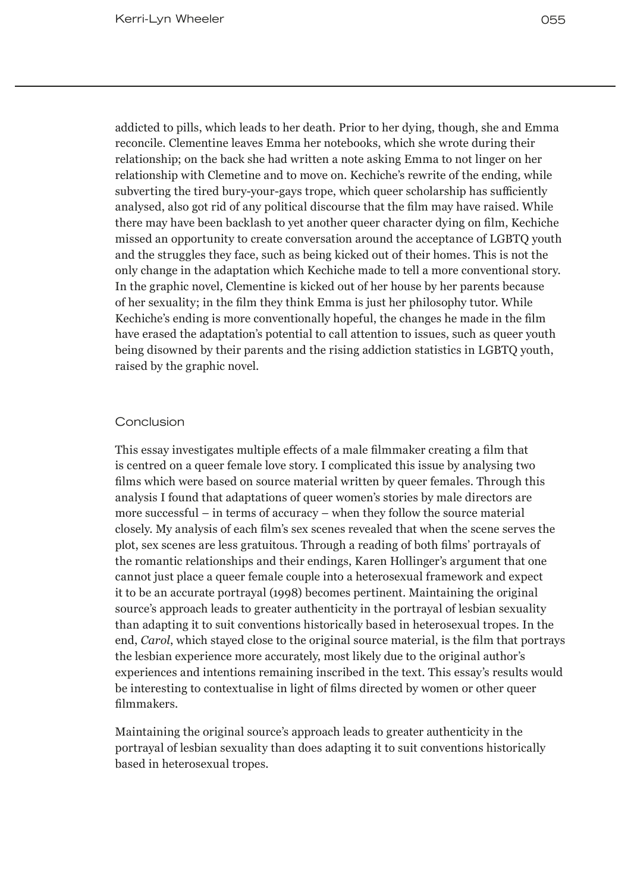addicted to pills, which leads to her death. Prior to her dying, though, she and Emma reconcile. Clementine leaves Emma her notebooks, which she wrote during their relationship; on the back she had written a note asking Emma to not linger on her relationship with Clemetine and to move on. Kechiche's rewrite of the ending, while subverting the tired bury-your-gays trope, which queer scholarship has sufficiently analysed, also got rid of any political discourse that the film may have raised. While there may have been backlash to yet another queer character dying on film, Kechiche missed an opportunity to create conversation around the acceptance of LGBTQ youth and the struggles they face, such as being kicked out of their homes. This is not the only change in the adaptation which Kechiche made to tell a more conventional story. In the graphic novel, Clementine is kicked out of her house by her parents because of her sexuality; in the film they think Emma is just her philosophy tutor. While Kechiche's ending is more conventionally hopeful, the changes he made in the film have erased the adaptation's potential to call attention to issues, such as queer youth being disowned by their parents and the rising addiction statistics in LGBTQ youth, raised by the graphic novel.

## Conclusion

This essay investigates multiple effects of a male filmmaker creating a film that is centred on a queer female love story. I complicated this issue by analysing two films which were based on source material written by queer females. Through this analysis I found that adaptations of queer women's stories by male directors are more successful – in terms of accuracy – when they follow the source material closely. My analysis of each film's sex scenes revealed that when the scene serves the plot, sex scenes are less gratuitous. Through a reading of both films' portrayals of the romantic relationships and their endings, Karen Hollinger's argument that one cannot just place a queer female couple into a heterosexual framework and expect it to be an accurate portrayal (1998) becomes pertinent. Maintaining the original source's approach leads to greater authenticity in the portrayal of lesbian sexuality than adapting it to suit conventions historically based in heterosexual tropes. In the end, *Carol*, which stayed close to the original source material, is the film that portrays the lesbian experience more accurately, most likely due to the original author's experiences and intentions remaining inscribed in the text. This essay's results would be interesting to contextualise in light of films directed by women or other queer filmmakers.

Maintaining the original source's approach leads to greater authenticity in the portrayal of lesbian sexuality than does adapting it to suit conventions historically based in heterosexual tropes.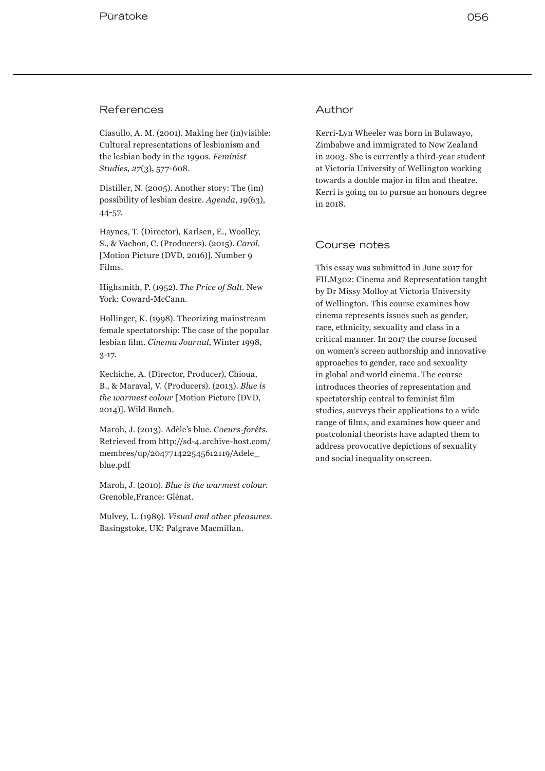## References

Ciasullo, A. M. (2001). Making her (in)visible: Cultural representations of lesbianism and the lesbian body in the 1990s. *Feminist Studies*, *27*(3), 577-608.

Distiller, N. (2005). Another story: The (im) possibility of lesbian desire. *Agenda*, *19*(63), 44-57.

Haynes, T. (Director), Karlsen, E., Woolley, S., & Vachon, C. (Producers). (2015). *Carol*. [Motion Picture (DVD, 2016)]. Number 9 Films.

Highsmith, P. (1952). *The Price of Salt*. New York: Coward-McCann.

Hollinger, K. (1998). Theorizing mainstream female spectatorship: The case of the popular lesbian film. *Cinema Journal*, Winter 1998, 3-17.

Kechiche, A. (Director, Producer), Chioua, B., & Maraval, V. (Producers). (2013). *Blue is the warmest colour* [Motion Picture (DVD, 2014)]. Wild Bunch.

Maroh, J. (2013). Adèle's blue. *Coeurs-forêts*. Retrieved from http://sd-4.archive-host.com/membres/up/204771422545612119/Adele_blue.pdf

Maroh, J. (2010). *Blue is the warmest colour*. Grenoble,France: Glénat.

Mulvey, L. (1989). *Visual and other pleasures*. Basingstoke, UK: Palgrave Macmillan.

## Author

Kerri-Lyn Wheeler was born in Bulawayo, Zimbabwe and immigrated to New Zealand in 2003. She is currently a third-year student at Victoria University of Wellington working towards a double major in film and theatre. Kerri is going on to pursue an honours degree in 2018.

## Course notes

This essay was submitted in June 2017 for FILM302: Cinema and Representation taught by Dr Missy Molloy at Victoria University of Wellington. This course examines how cinema represents issues such as gender, race, ethnicity, sexuality and class in a critical manner. In 2017 the course focused on women's screen authorship and innovative approaches to gender, race and sexuality in global and world cinema. The course introduces theories of representation and spectatorship central to feminist film studies, surveys their applications to a wide range of films, and examines how queer and postcolonial theorists have adapted them to address provocative depictions of sexuality and social inequality onscreen.